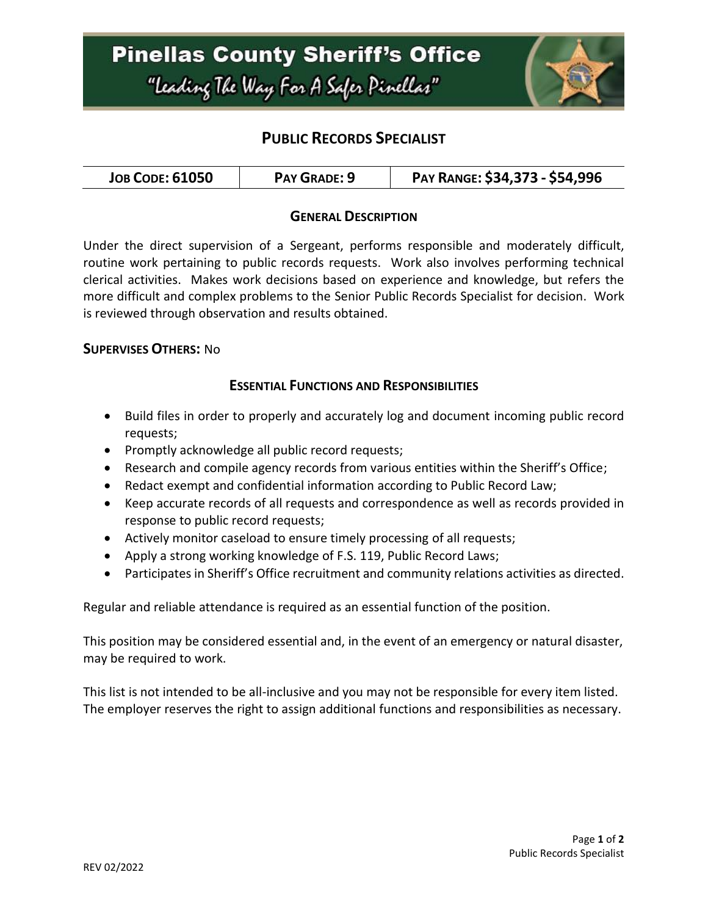# Pinellas County Sheriff's Office

*"Leading The Way For A Safer Pinellas"*

## PUBLIC RECORDS SPECIALIST

| JOB CODE: 61050 | PAY GRADE: 9 | PAY RANGE: $34,373 - $54,996 |
| --- | --- | --- |

### GENERAL DESCRIPTION

Under the direct supervision of a Sergeant, performs responsible and moderately difficult, routine work pertaining to public records requests. Work also involves performing technical clerical activities. Makes work decisions based on experience and knowledge, but refers the more difficult and complex problems to the Senior Public Records Specialist for decision. Work is reviewed through observation and results obtained.

**SUPERVISES OTHERS:** No

### ESSENTIAL FUNCTIONS AND RESPONSIBILITIES

- Build files in order to properly and accurately log and document incoming public record requests;
- Promptly acknowledge all public record requests;
- Research and compile agency records from various entities within the Sheriff's Office;
- Redact exempt and confidential information according to Public Record Law;
- Keep accurate records of all requests and correspondence as well as records provided in response to public record requests;
- Actively monitor caseload to ensure timely processing of all requests;
- Apply a strong working knowledge of F.S. 119, Public Record Laws;
- Participates in Sheriff's Office recruitment and community relations activities as directed.

Regular and reliable attendance is required as an essential function of the position.

This position may be considered essential and, in the event of an emergency or natural disaster, may be required to work.

This list is not intended to be all-inclusive and you may not be responsible for every item listed. The employer reserves the right to assign additional functions and responsibilities as necessary.

REV 02/2022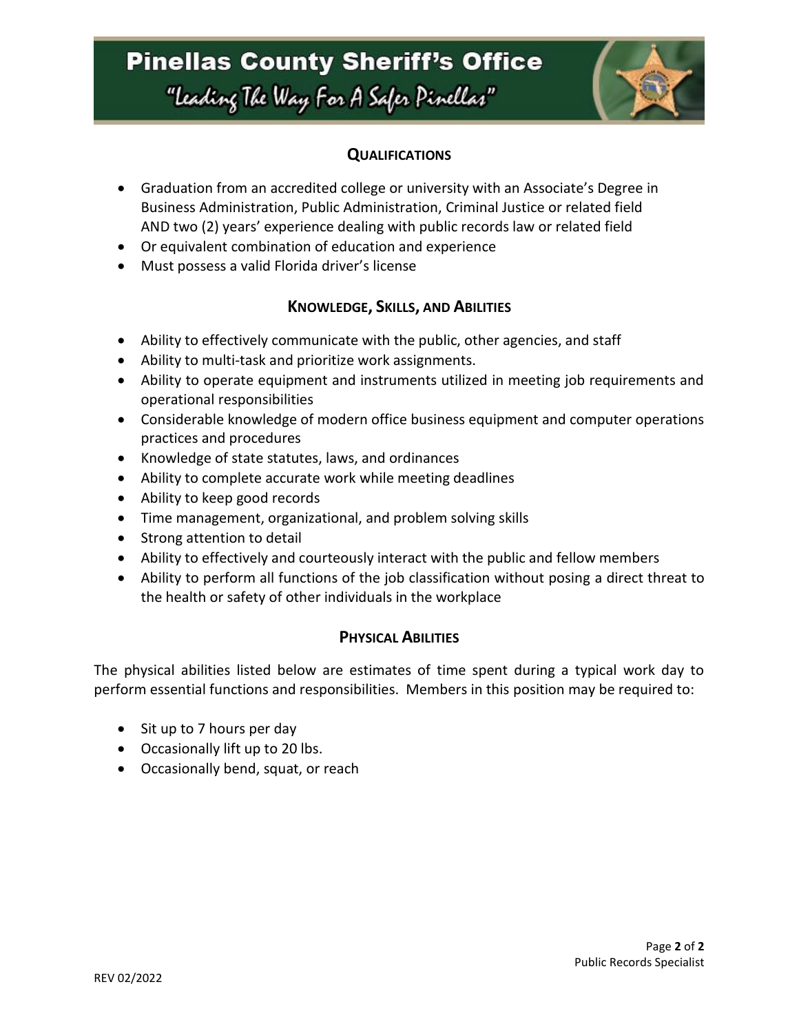## QUALIFICATIONS

- Graduation from an accredited college or university with an Associate's Degree in Business Administration, Public Administration, Criminal Justice or related field AND two (2) years' experience dealing with public records law or related field
- Or equivalent combination of education and experience
- Must possess a valid Florida driver's license

## KNOWLEDGE, SKILLS, AND ABILITIES

- Ability to effectively communicate with the public, other agencies, and staff
- Ability to multi-task and prioritize work assignments.
- Ability to operate equipment and instruments utilized in meeting job requirements and operational responsibilities
- Considerable knowledge of modern office business equipment and computer operations practices and procedures
- Knowledge of state statutes, laws, and ordinances
- Ability to complete accurate work while meeting deadlines
- Ability to keep good records
- Time management, organizational, and problem solving skills
- Strong attention to detail
- Ability to effectively and courteously interact with the public and fellow members
- Ability to perform all functions of the job classification without posing a direct threat to the health or safety of other individuals in the workplace

## PHYSICAL ABILITIES

The physical abilities listed below are estimates of time spent during a typical work day to perform essential functions and responsibilities. Members in this position may be required to:

- Sit up to 7 hours per day
- Occasionally lift up to 20 lbs.
- Occasionally bend, squat, or reach

REV 02/2022